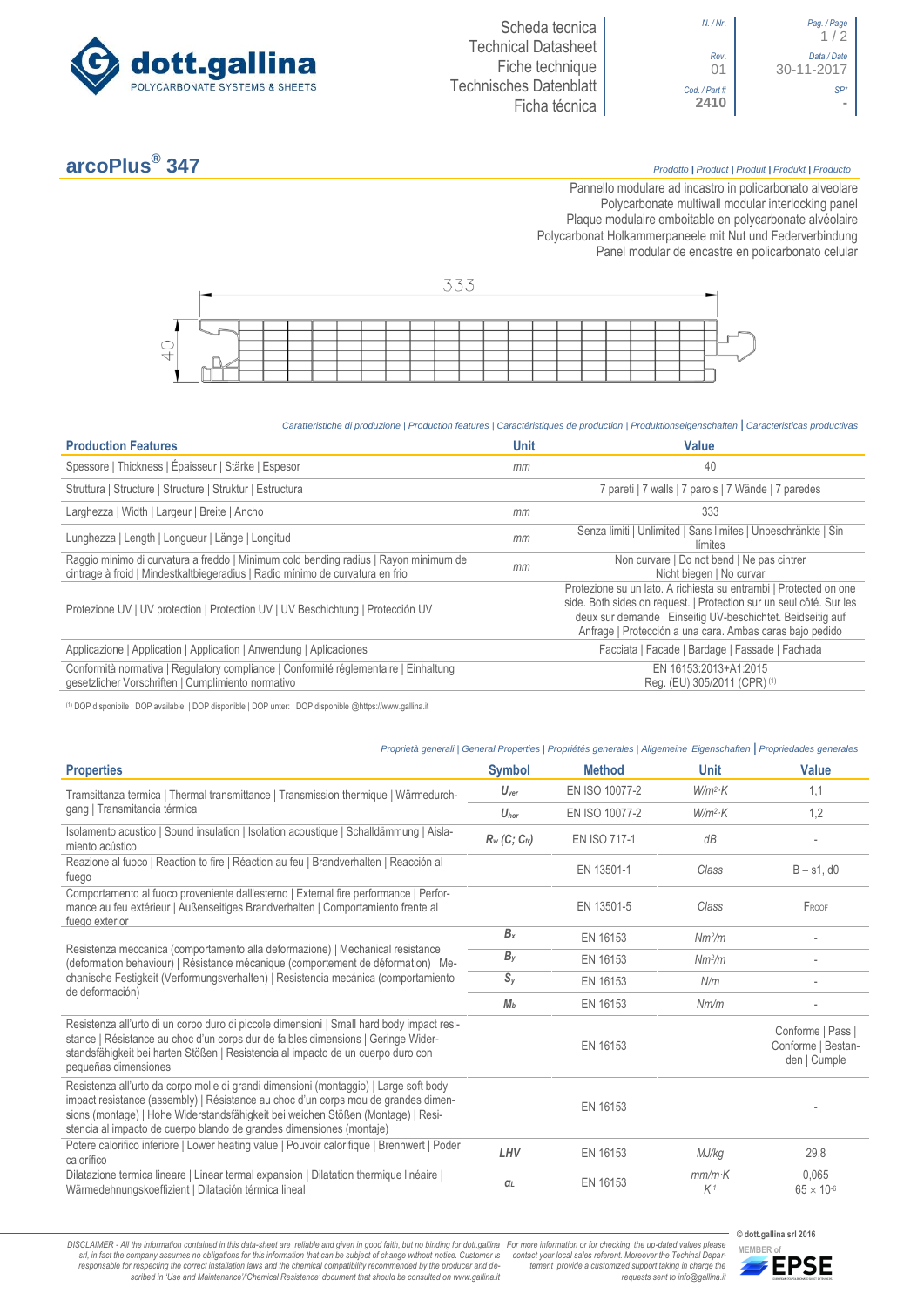Scheda tecnica
Technical Datasheet
Fiche technique
Technisches Datenblatt
Ficha técnica

| N. / Nr. | Pag. / Page |
|---|---|
| Rev. 01 | Data / Date 30-11-2017 |
| Cod. / Part # 2410 | SP* - |

# arcoPlus® 347

*Prodotto | Product | Produit | Produkt | Producto*

Pannello modulare ad incastro in policarbonato alveolare
Polycarbonate multiwall modular interlocking panel
Plaque modulaire emboitable en polycarbonate alvéolaire
Polycarbonat Holkammerpaneele mit Nut und Federverbindung
Panel modular de encastre en policarbonato celular

333

40

*Caratteristiche di produzione | Production features | Caractéristiques de production | Produktionseigenschaften | Caracteristicas productivas*

| Production Features | Unit | Value |
|---|---|---|
| Spessore \| Thickness \| Épaisseur \| Stärke \| Espesor | mm | 40 |
| Struttura \| Structure \| Structure \| Struktur \| Estructura | | 7 pareti \| 7 walls \| 7 parois \| 7 Wände \| 7 paredes |
| Larghezza \| Width \| Largeur \| Breite \| Ancho | mm | 333 |
| Lunghezza \| Length \| Longueur \| Länge \| Longitud | mm | Senza limiti \| Unlimited \| Sans limites \| Unbeschränkte \| Sin límites |
| Raggio minimo di curvatura a freddo \| Minimum cold bending radius \| Rayon minimum de cintrage à froid \| Mindestkaltbiegeradius \| Radio mínimo de curvatura en frio | mm | Non curvare \| Do not bend \| Ne pas cintrer Nicht biegen \| No curvar |
| Protezione UV \| UV protection \| Protection UV \| UV Beschichtung \| Protección UV | | Protezione su un lato. A richiesta su entrambi \| Protected on one side. Both sides on request. \| Protection sur un seul côté. Sur les deux sur demande \| Einseitig UV-beschichtet. Beidseitig auf Anfrage \| Protección a una cara. Ambas caras bajo pedido |
| Applicazione \| Application \| Application \| Anwendung \| Aplicaciones | | Facciata \| Facade \| Bardage \| Fassade \| Fachada |
| Conformità normativa \| Regulatory compliance \| Conformité réglementaire \| Einhaltung gesetzlicher Vorschriften \| Cumplimiento normativo | | EN 16153:2013+A1:2015 Reg. (EU) 305/2011 (CPR) [1] |

[1] DOP disponibile | DOP available | DOP disponible | DOP unter: | DOP disponible @https://www.gallina.it

*Proprietà generali | General Properties | Propriétés generales | Allgemeine Eigenschaften | Propriedades generales*

| Properties | Symbol | Method | Unit | Value |
|---|---|---|---|---|
| Transmittanza termica \| Thermal transmittance \| Transmission thermique \| Wärmedurchgang \| Transmitancia térmica | $U_{ver}$ | EN ISO 10077-2 | $W/m^2{\cdot}K$ | 1,1 |
| | $U_{hor}$ | EN ISO 10077-2 | $W/m^2{\cdot}K$ | 1,2 |
| Isolamento acustico \| Sound insulation \| Isolation acoustique \| Schalldämmung \| Aislamiento acústico | $R_w$ $(C; C_{tr})$ | EN ISO 717-1 | dB | - |
| Reazione al fuoco \| Reaction to fire \| Réaction au feu \| Brandverhalten \| Reacción al fuego | | EN 13501-1 | Class | B – s1, d0 |
| Comportamento al fuoco proveniente dall'esterno \| External fire performance \| Performance au feu extérieur \| Außenseitiges Brandverhalten \| Comportamiento frente al fuego exterior | | EN 13501-5 | Class | FROOF |
| Resistenza meccanica (comportamento alla deformazione) \| Mechanical resistance (deformation behaviour) \| Résistance mécanique (comportement de déformation) \| Mechanische Festigkeit (Verformungsverhalten) \| Resistencia mecánica (comportamiento de deformación) | $B_x$ | EN 16153 | $Nm^2/m$ | - |
| | $B_y$ | EN 16153 | $Nm^2/m$ | - |
| | $S_y$ | EN 16153 | N/m | - |
| | $M_b$ | EN 16153 | Nm/m | - |
| Resistenza all'urto di un corpo duro di piccole dimensioni \| Small hard body impact resistance \| Résistance au choc d'un corps dur de faibles dimensions \| Geringe Widerstandsfähigkeit bei harten Stößen \| Resistencia al impacto de un cuerpo duro con pequeñas dimensiones | | EN 16153 | | Conforme \| Pass \| Conforme \| Bestanden \| Cumple |
| Resistenza all'urto da corpo molle di grandi dimensioni (montaggio) \| Large soft body impact resistance (assembly) \| Résistance au choc d'un corps mou de grandes dimensions (montage) \| Hohe Widerstandsfähigkeit bei weichen Stößen (Montage) \| Resistencia al impacto de cuerpo blando de grandes dimensiones (montaje) | | EN 16153 | | - |
| Potere calorifico inferiore \| Lower heating value \| Pouvoir calorifique \| Brennwert \| Poder calorífico | LHV | EN 16153 | MJ/kg | 29,8 |
| Dilatazione termica lineare \| Linear termal expansion \| Dilatation thermique linéaire \| Wärmedehnungskoeffizient \| Dilatación térmica lineal | $\alpha_L$ | EN 16153 | $mm/m{\cdot}K$ | 0,065 |
| | | | $K^{-1}$ | $65 \times 10^{-6}$ |

*DISCLAIMER - All the information contained in this data-sheet are reliable and given in good faith, but no binding for dott.gallina srl, in fact the company assumes no obligations for this information that can be subject of change without notice. Customer is responsable for respecting the correct installation laws and the chemical compatibility recommended by the producer and described in 'Use and Maintenance'/'Chemical Resistence' document that should be consulted on www.gallina.it*

*For more information or for checking the up-dated values please contact your local sales referent. Moreover the Techinal Department provide a customized support taking in charge the requests sent to info@gallina.it*

© dott.gallina srl 2016

MEMBER of EPSE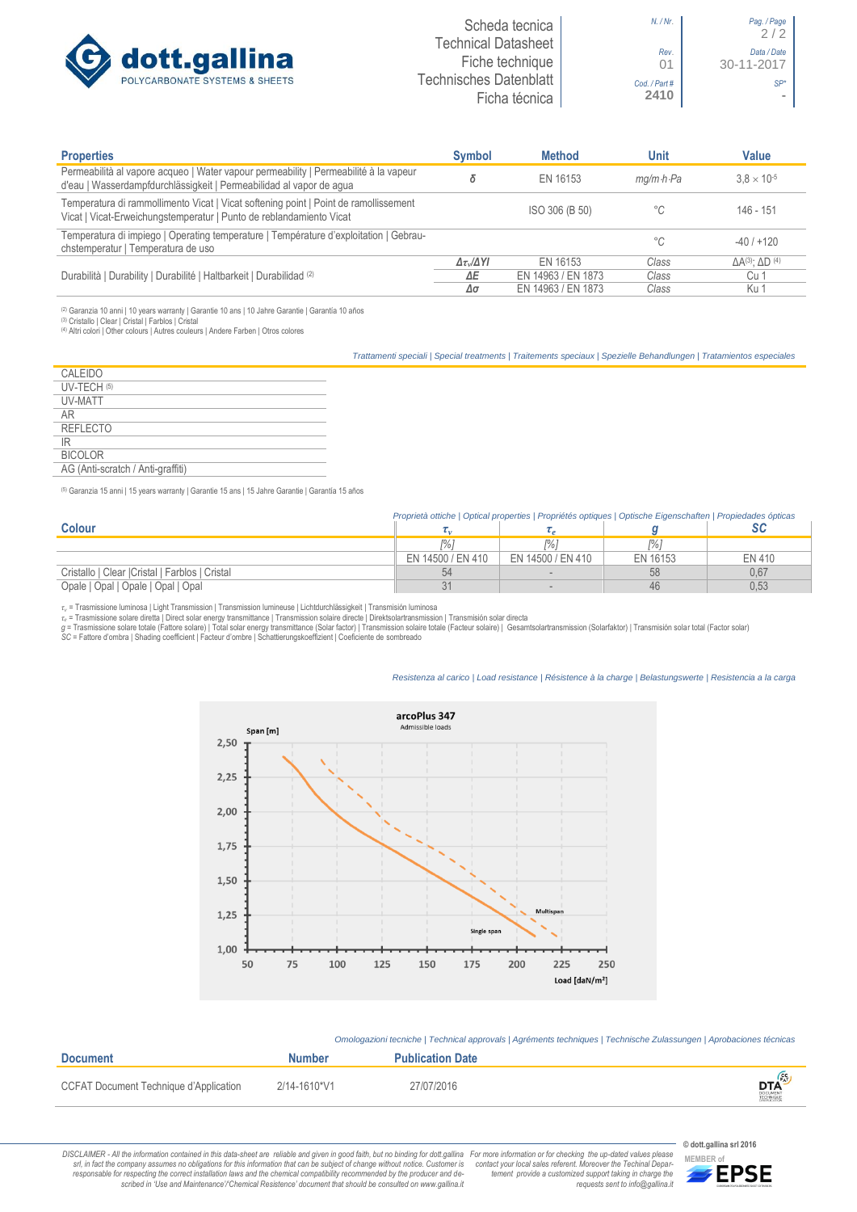| Properties | Symbol | Method | Unit | Value |
|---|---|---|---|---|
| Permeabilità al vapore acqueo \| Water vapour permeability \| Permeabilité à la vapeur d'eau \| Wasserdampfdurchlässigkeit \| Permeabilidad al vapor de agua | $\delta$ | EN 16153 | mg/m·h·Pa | $3{,}8 \times 10^{-5}$ |
| Temperatura di rammollimento Vicat \| Vicat softening point \| Point de ramollissement Vicat \| Vicat-Erweichungstemperatur \| Punto de reblandamiento Vicat | | ISO 306 (B 50) | °C | 146 - 151 |
| Temperatura di impiego \| Operating temperature \| Température d'exploitation \| Gebrauchstemperatur \| Temperatura de uso | | | °C | -40 / +120 |
| Durabilità \| Durability \| Durabilité \| Haltbarkeit \| Durabilidad [2] | $\Delta\tau_v/\Delta YI$ | EN 16153 | Class | ΔA[3]; ΔD [4] |
| | $\Delta E$ | EN 14963 / EN 1873 | Class | Cu 1 |
| | $\Delta\sigma$ | EN 14963 / EN 1873 | Class | Ku 1 |

[2] Garanzia 10 anni | 10 years warranty | Garantie 10 ans | 10 Jahre Garantie | Garantía 10 años
[3] Cristallo | Clear | Cristal | Farblos | Cristal
[4] Altri colori | Other colours | Autres couleurs | Andere Farben | Otros colores

*Trattamenti speciali | Special treatments | Traitements speciaux | Spezielle Behandlungen | Tratamientos especiales*

- CALEIDO
- UV-TECH [5]
- UV-MATT
- AR
- REFLECTO
- IR
- BICOLOR
- AG (Anti-scratch / Anti-graffiti)

[5] Garanzia 15 anni | 15 years warranty | Garantie 15 ans | 15 Jahre Garantie | Garantía 15 años

*Proprietà ottiche | Optical properties | Propriétés optiques | Optische Eigenschaften | Propiedades ópticas*

| Colour | $\tau_v$ | $\tau_e$ | $g$ | SC |
|---|---|---|---|---|
| | [%] | [%] | [%] | |
| | EN 14500 / EN 410 | EN 14500 / EN 410 | EN 16153 | EN 410 |
| Cristallo \| Clear \|Cristal \| Farblos \| Cristal | 54 | - | 58 | 0,67 |
| Opale \| Opal \| Opale \| Opal \| Opal | 31 | - | 46 | 0,53 |

$\tau_v$ = Trasmissione luminosa | Light Transmission | Transmission lumineuse | Lichtdurchlässigkeit | Transmisión luminosa
$\tau_e$ = Trasmissione solare diretta | Direct solar energy transmittance | Transmission solaire directe | Direktsolartransmission | Transmisión solar directa
$g$ = Trasmissione solare totale (Fattore solare) | Total solar energy transmittance (Solar factor) | Transmission solaire totale (Facteur solaire) | Gesamtsolartransmission (Solarfaktor) | Transmisión solar total (Factor solar)
SC = Fattore d'ombra | Shading coefficient | Facteur d'ombre | Schattierungskoeffizient | Coeficiente de sombreado

*Resistenza al carico | Load resistance | Résistence à la charge | Belastungswerte | Resistencia a la carga*

arcoPlus 347
Admissible loads
Span [m]
2,50
2,25
2,00
1,75
1,50
1,25
1,00
50 75 100 125 150 175 200 225 250
Load [daN/m²]
Multispan
Single span

*Omologazioni tecniche | Technical approvals | Agréments techniques | Technische Zulassungen | Aprobaciones técnicas*

| Document | Number | Publication Date |
|---|---|---|
| CCFAT Document Technique d'Application | 2/14-1610*V1 | 27/07/2016 |

DISCLAIMER - All the information contained in this data-sheet are reliable and given in good faith, but no binding for dott.gallina srl, in fact the company assumes no obligations for this information that can be subject of change without notice. Customer is responsable for respecting the correct installation laws and the chemical compatibility recommended by the producer and described in 'Use and Maintenance'/'Chemical Resistence' document that should be consulted on www.gallina.it

For more information or for checking the up-dated values please contact your local sales referent. Moreover the Techinal Department provide a customized support taking in charge the requests sent to info@gallina.it

© dott.gallina srl 2016
MEMBER of EPSE